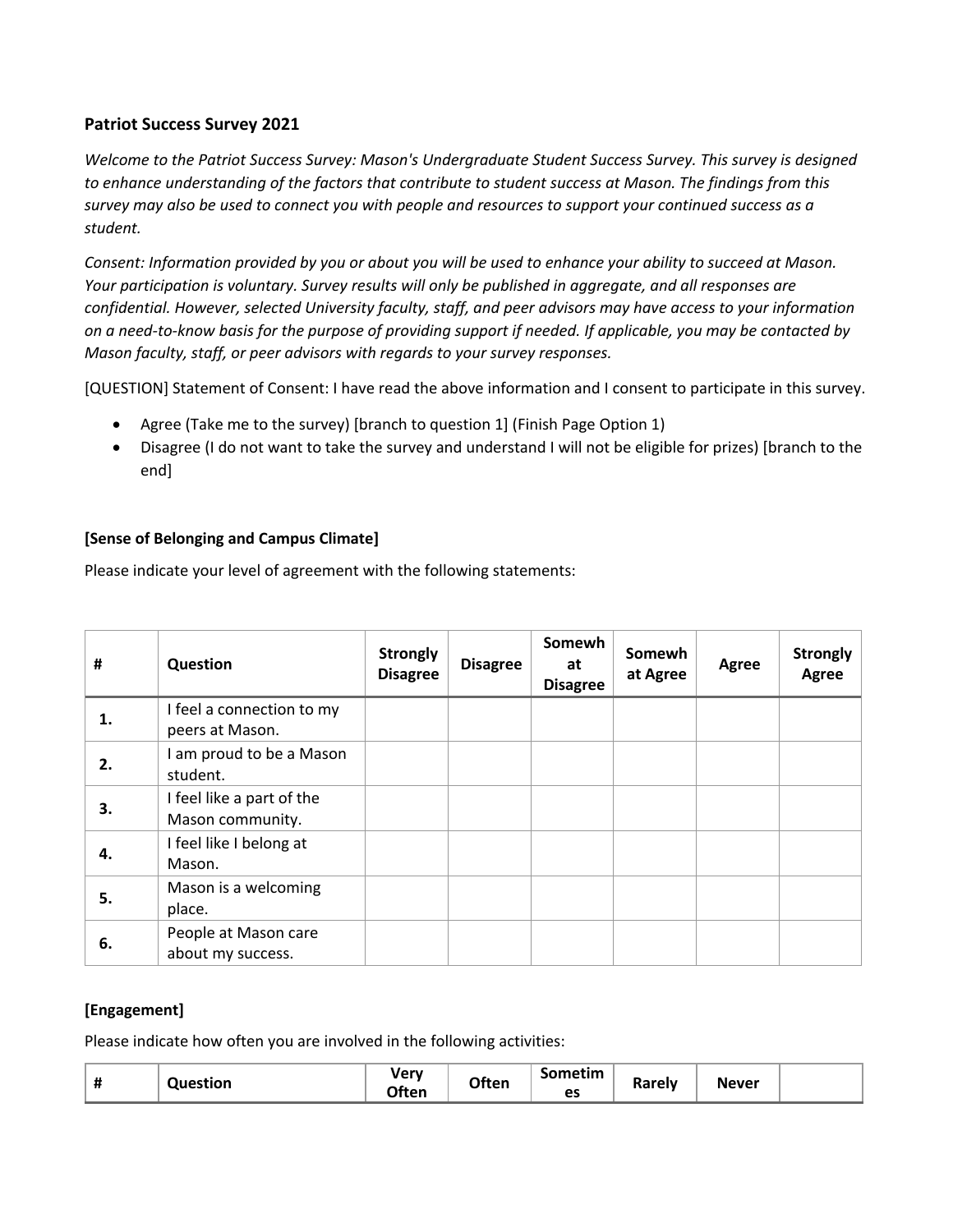**Patriot Success Survey 2021**

*Welcome to the Patriot Success Survey: Mason's Undergraduate Student Success Survey. This survey is designed to enhance understanding of the factors that contribute to student success at Mason. The findings from this survey may also be used to connect you with people and resources to support your continued success as a student.*

*Consent: Information provided by you or about you will be used to enhance your ability to succeed at Mason. Your participation is voluntary. Survey results will only be published in aggregate, and all responses are confidential. However, selected University faculty, staff, and peer advisors may have access to your information on a need-to-know basis for the purpose of providing support if needed. If applicable, you may be contacted by Mason faculty, staff, or peer advisors with regards to your survey responses.*

[QUESTION] Statement of Consent: I have read the above information and I consent to participate in this survey.

- Agree (Take me to the survey) [branch to question 1] (Finish Page Option 1)
- Disagree (I do not want to take the survey and understand I will not be eligible for prizes) [branch to the end]

**[Sense of Belonging and Campus Climate]**

Please indicate your level of agreement with the following statements:

| # | Question | Strongly Disagree | Disagree | Somewhat Disagree | Somewhat Agree | Agree | Strongly Agree |
|---|---|---|---|---|---|---|---|
| **1.** | I feel a connection to my peers at Mason. | | | | | | |
| **2.** | I am proud to be a Mason student. | | | | | | |
| **3.** | I feel like a part of the Mason community. | | | | | | |
| **4.** | I feel like I belong at Mason. | | | | | | |
| **5.** | Mason is a welcoming place. | | | | | | |
| **6.** | People at Mason care about my success. | | | | | | |

**[Engagement]**

Please indicate how often you are involved in the following activities:

| # | Question | Very Often | Often | Sometimes | Rarely | Never | |
|---|---|---|---|---|---|---|---|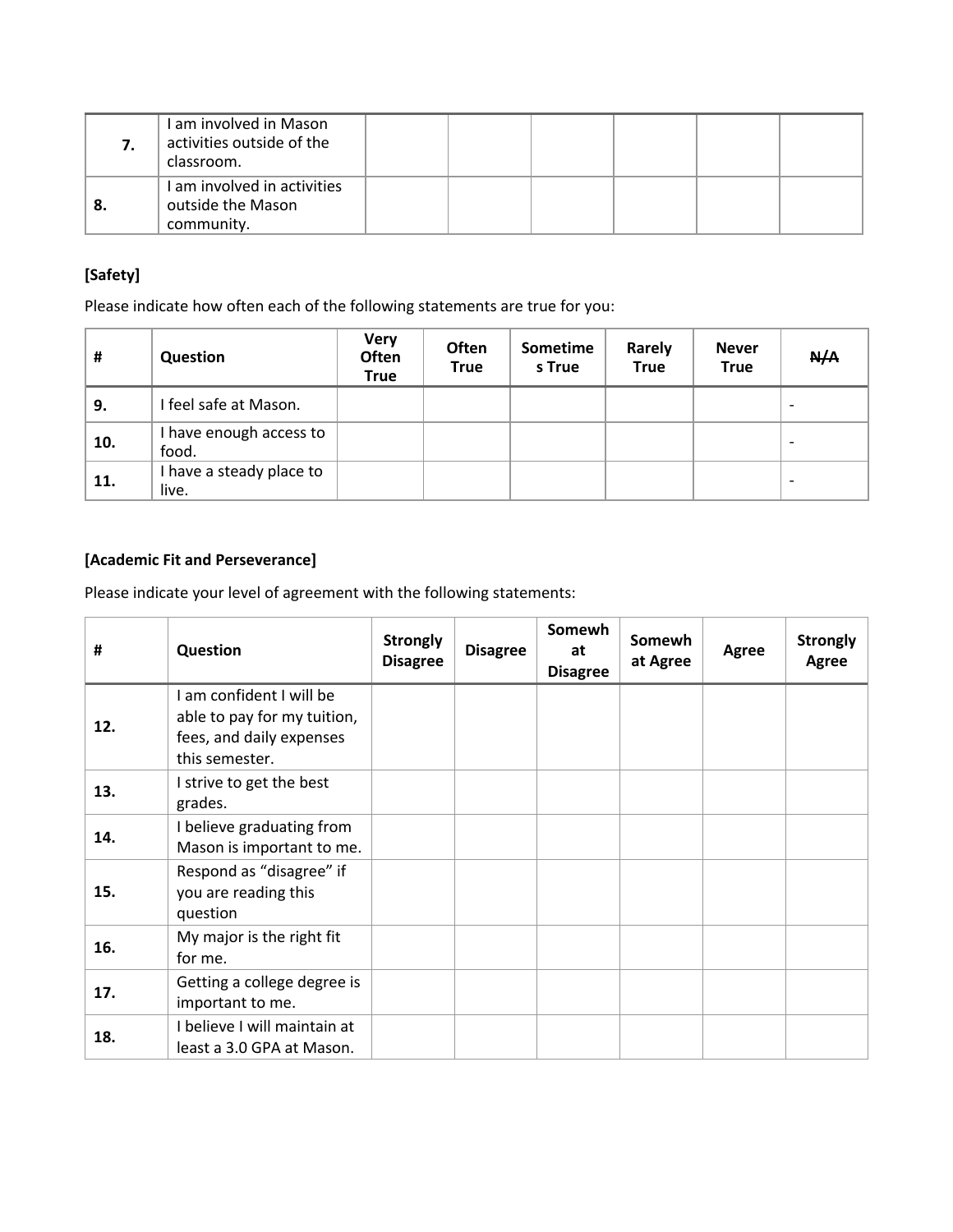| | | | | | | | |
|---|---|---|---|---|---|---|---|
| **7.** | I am involved in Mason activities outside of the classroom. | | | | | | |
| **8.** | I am involved in activities outside the Mason community. | | | | | | |

**[Safety]**

Please indicate how often each of the following statements are true for you:

| # | Question | Very Often True | Often True | Sometimes True | Rarely True | Never True | ~~N/A~~ |
|---|---|---|---|---|---|---|---|
| **9.** | I feel safe at Mason. | | | | | | - |
| **10.** | I have enough access to food. | | | | | | - |
| **11.** | I have a steady place to live. | | | | | | - |

**[Academic Fit and Perseverance]**

Please indicate your level of agreement with the following statements:

| # | Question | Strongly Disagree | Disagree | Somewhat Disagree | Somewhat Agree | Agree | Strongly Agree |
|---|---|---|---|---|---|---|---|
| **12.** | I am confident I will be able to pay for my tuition, fees, and daily expenses this semester. | | | | | | |
| **13.** | I strive to get the best grades. | | | | | | |
| **14.** | I believe graduating from Mason is important to me. | | | | | | |
| **15.** | Respond as "disagree" if you are reading this question | | | | | | |
| **16.** | My major is the right fit for me. | | | | | | |
| **17.** | Getting a college degree is important to me. | | | | | | |
| **18.** | I believe I will maintain at least a 3.0 GPA at Mason. | | | | | | |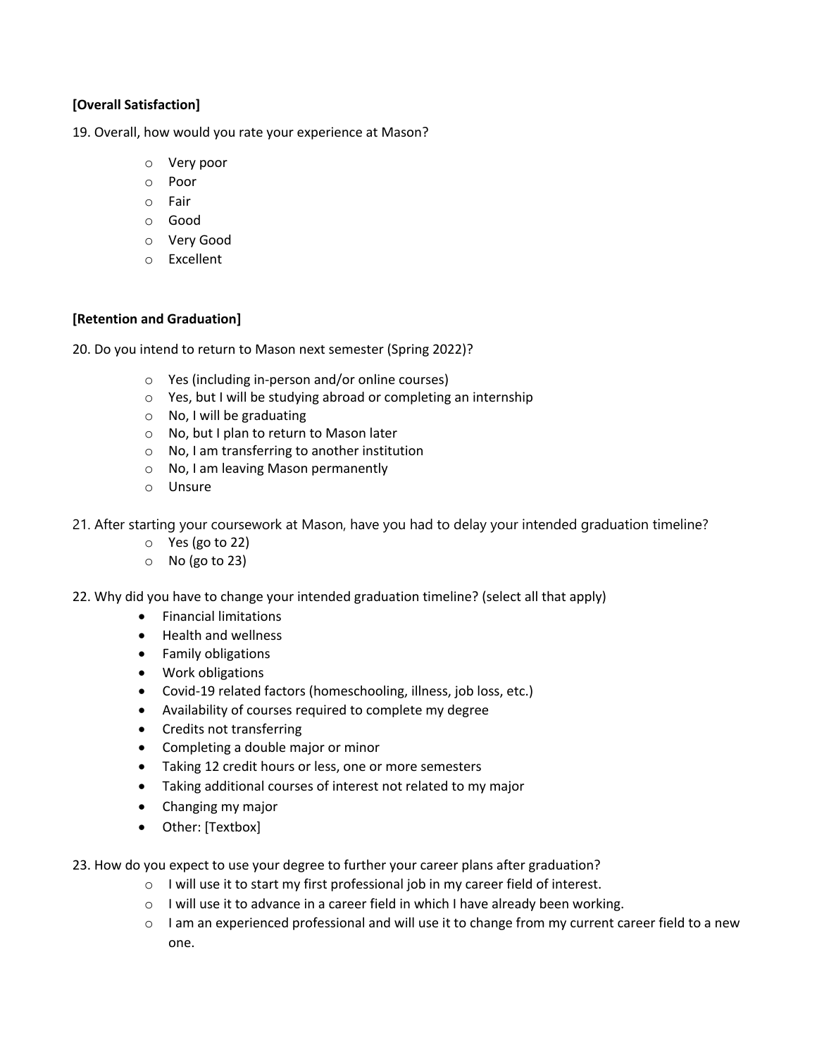**[Overall Satisfaction]**

19. Overall, how would you rate your experience at Mason?

- Very poor
- Poor
- Fair
- Good
- Very Good
- Excellent

**[Retention and Graduation]**

20. Do you intend to return to Mason next semester (Spring 2022)?

- Yes (including in-person and/or online courses)
- Yes, but I will be studying abroad or completing an internship
- No, I will be graduating
- No, but I plan to return to Mason later
- No, I am transferring to another institution
- No, I am leaving Mason permanently
- Unsure

21. After starting your coursework at Mason, have you had to delay your intended graduation timeline?

- Yes (go to 22)
- No (go to 23)

22. Why did you have to change your intended graduation timeline? (select all that apply)

- Financial limitations
- Health and wellness
- Family obligations
- Work obligations
- Covid-19 related factors (homeschooling, illness, job loss, etc.)
- Availability of courses required to complete my degree
- Credits not transferring
- Completing a double major or minor
- Taking 12 credit hours or less, one or more semesters
- Taking additional courses of interest not related to my major
- Changing my major
- Other: [Textbox]

23. How do you expect to use your degree to further your career plans after graduation?

- I will use it to start my first professional job in my career field of interest.
- I will use it to advance in a career field in which I have already been working.
- I am an experienced professional and will use it to change from my current career field to a new one.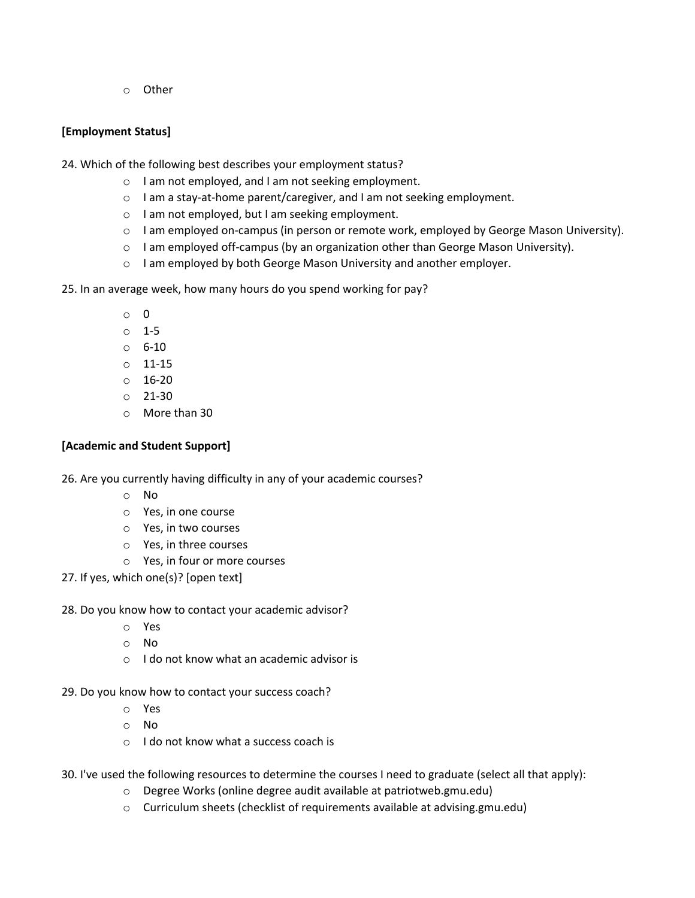- Other

**[Employment Status]**

24. Which of the following best describes your employment status?
    - I am not employed, and I am not seeking employment.
    - I am a stay-at-home parent/caregiver, and I am not seeking employment.
    - I am not employed, but I am seeking employment.
    - I am employed on-campus (in person or remote work, employed by George Mason University).
    - I am employed off-campus (by an organization other than George Mason University).
    - I am employed by both George Mason University and another employer.

25. In an average week, how many hours do you spend working for pay?
    - 0
    - 1-5
    - 6-10
    - 11-15
    - 16-20
    - 21-30
    - More than 30

**[Academic and Student Support]**

26. Are you currently having difficulty in any of your academic courses?
    - No
    - Yes, in one course
    - Yes, in two courses
    - Yes, in three courses
    - Yes, in four or more courses

27. If yes, which one(s)? [open text]

28. Do you know how to contact your academic advisor?
    - Yes
    - No
    - I do not know what an academic advisor is

29. Do you know how to contact your success coach?
    - Yes
    - No
    - I do not know what a success coach is

30. I've used the following resources to determine the courses I need to graduate (select all that apply):
    - Degree Works (online degree audit available at patriotweb.gmu.edu)
    - Curriculum sheets (checklist of requirements available at advising.gmu.edu)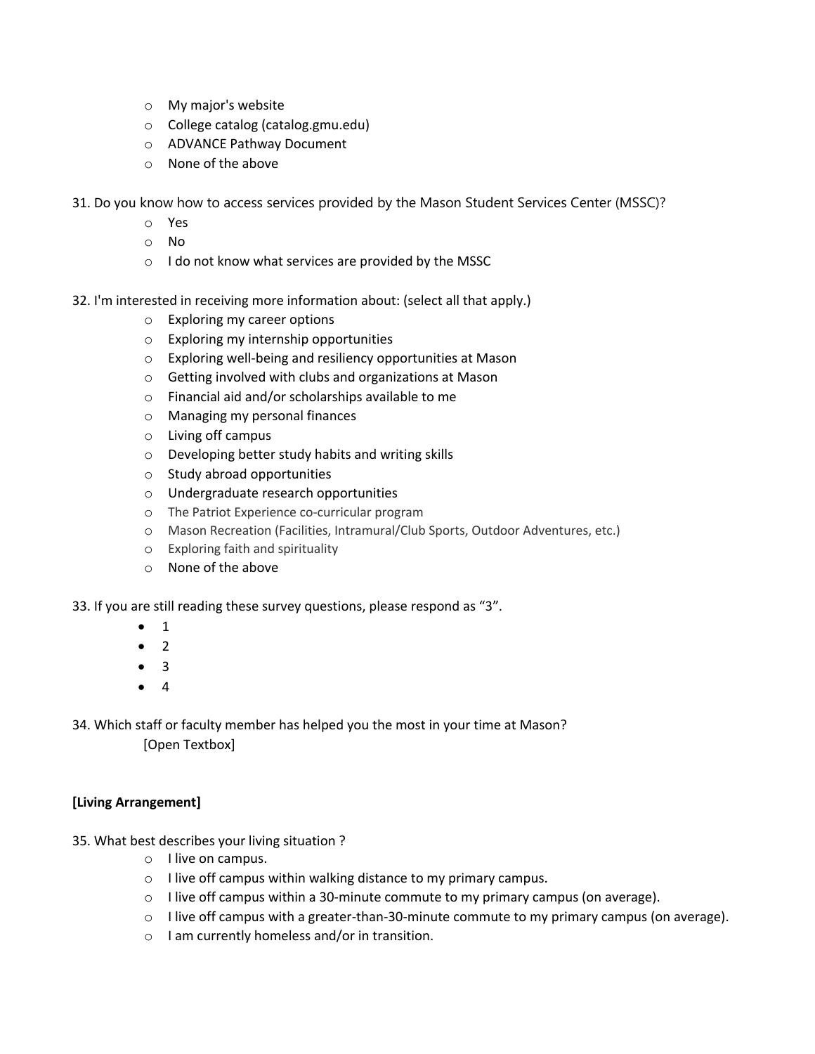- My major's website
- College catalog (catalog.gmu.edu)
- ADVANCE Pathway Document
- None of the above

31. Do you know how to access services provided by the Mason Student Services Center (MSSC)?
    - Yes
    - No
    - I do not know what services are provided by the MSSC

32. I'm interested in receiving more information about: (select all that apply.)
    - Exploring my career options
    - Exploring my internship opportunities
    - Exploring well-being and resiliency opportunities at Mason
    - Getting involved with clubs and organizations at Mason
    - Financial aid and/or scholarships available to me
    - Managing my personal finances
    - Living off campus
    - Developing better study habits and writing skills
    - Study abroad opportunities
    - Undergraduate research opportunities
    - The Patriot Experience co-curricular program
    - Mason Recreation (Facilities, Intramural/Club Sports, Outdoor Adventures, etc.)
    - Exploring faith and spirituality
    - None of the above

33. If you are still reading these survey questions, please respond as "3".
    - 1
    - 2
    - 3
    - 4

34. Which staff or faculty member has helped you the most in your time at Mason?
    [Open Textbox]

**[Living Arrangement]**

35. What best describes your living situation ?
    - I live on campus.
    - I live off campus within walking distance to my primary campus.
    - I live off campus within a 30-minute commute to my primary campus (on average).
    - I live off campus with a greater-than-30-minute commute to my primary campus (on average).
    - I am currently homeless and/or in transition.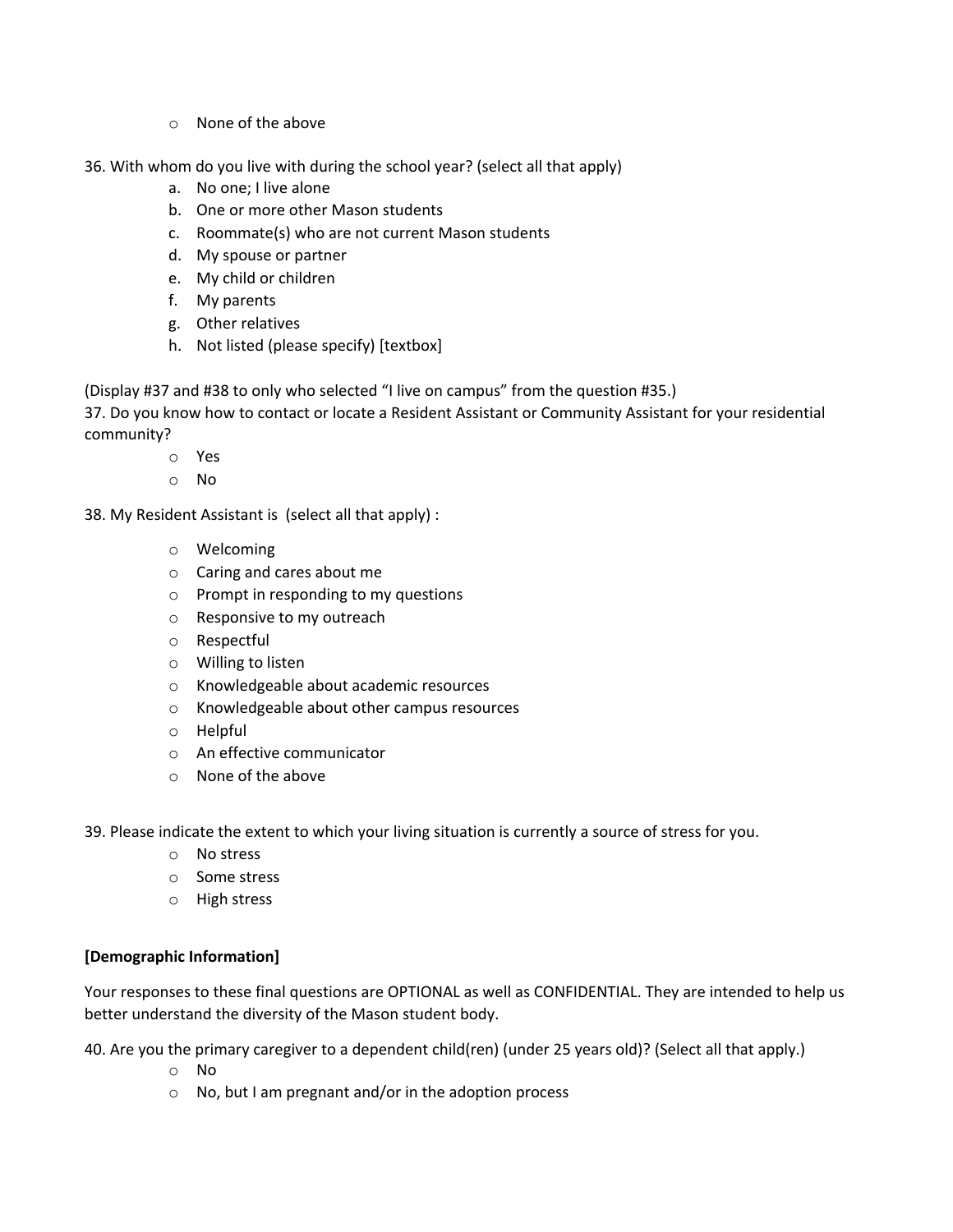- None of the above

36. With whom do you live with during the school year? (select all that apply)

   a. No one; I live alone
   b. One or more other Mason students
   c. Roommate(s) who are not current Mason students
   d. My spouse or partner
   e. My child or children
   f. My parents
   g. Other relatives
   h. Not listed (please specify) [textbox]

(Display #37 and #38 to only who selected "I live on campus" from the question #35.)

37. Do you know how to contact or locate a Resident Assistant or Community Assistant for your residential community?

- Yes
- No

38. My Resident Assistant is (select all that apply) :

- Welcoming
- Caring and cares about me
- Prompt in responding to my questions
- Responsive to my outreach
- Respectful
- Willing to listen
- Knowledgeable about academic resources
- Knowledgeable about other campus resources
- Helpful
- An effective communicator
- None of the above

39. Please indicate the extent to which your living situation is currently a source of stress for you.

- No stress
- Some stress
- High stress

**[Demographic Information]**

Your responses to these final questions are OPTIONAL as well as CONFIDENTIAL. They are intended to help us better understand the diversity of the Mason student body.

40. Are you the primary caregiver to a dependent child(ren) (under 25 years old)? (Select all that apply.)

- No
- No, but I am pregnant and/or in the adoption process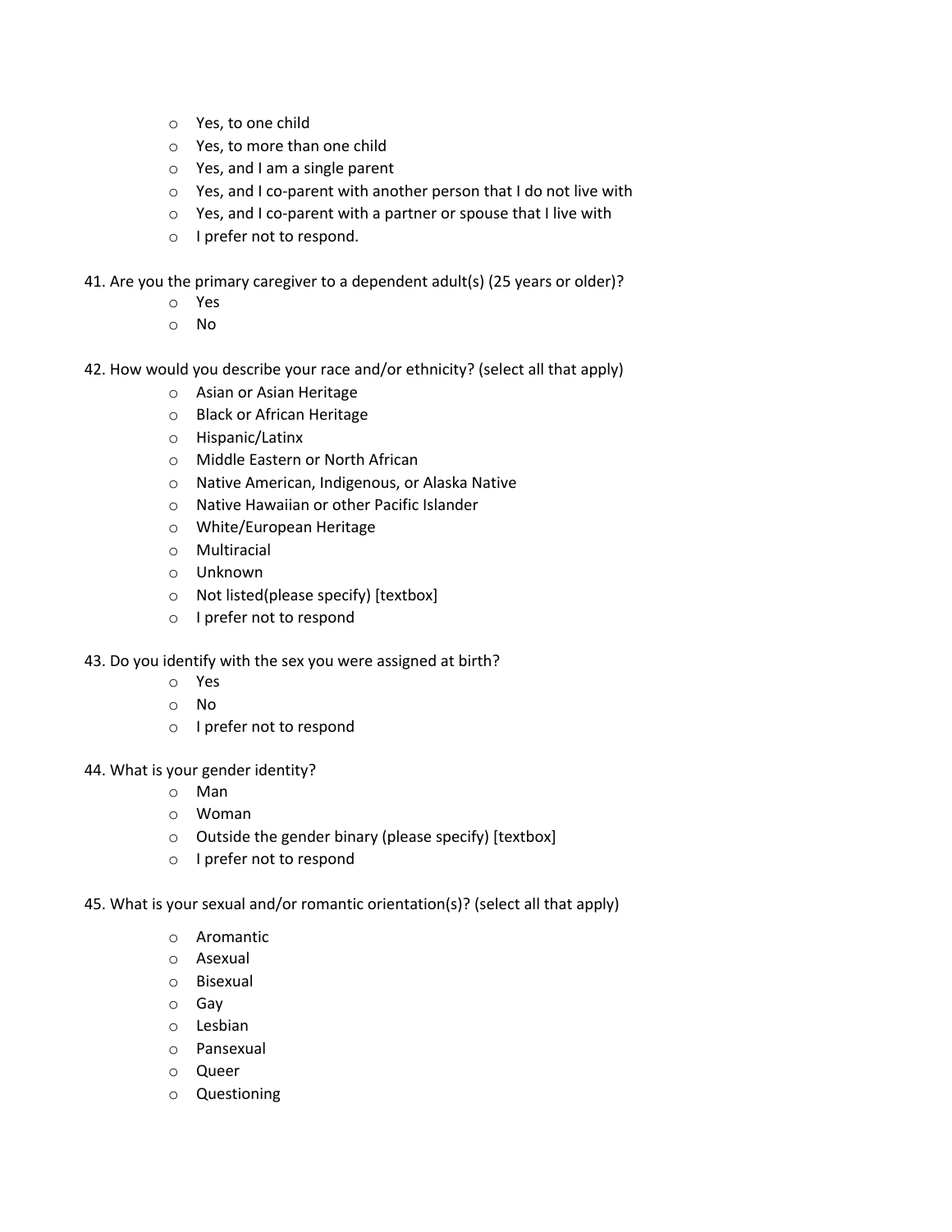- Yes, to one child
- Yes, to more than one child
- Yes, and I am a single parent
- Yes, and I co-parent with another person that I do not live with
- Yes, and I co-parent with a partner or spouse that I live with
- I prefer not to respond.

41. Are you the primary caregiver to a dependent adult(s) (25 years or older)?
    - Yes
    - No

42. How would you describe your race and/or ethnicity? (select all that apply)
    - Asian or Asian Heritage
    - Black or African Heritage
    - Hispanic/Latinx
    - Middle Eastern or North African
    - Native American, Indigenous, or Alaska Native
    - Native Hawaiian or other Pacific Islander
    - White/European Heritage
    - Multiracial
    - Unknown
    - Not listed(please specify) [textbox]
    - I prefer not to respond

43. Do you identify with the sex you were assigned at birth?
    - Yes
    - No
    - I prefer not to respond

44. What is your gender identity?
    - Man
    - Woman
    - Outside the gender binary (please specify) [textbox]
    - I prefer not to respond

45. What is your sexual and/or romantic orientation(s)? (select all that apply)
    - Aromantic
    - Asexual
    - Bisexual
    - Gay
    - Lesbian
    - Pansexual
    - Queer
    - Questioning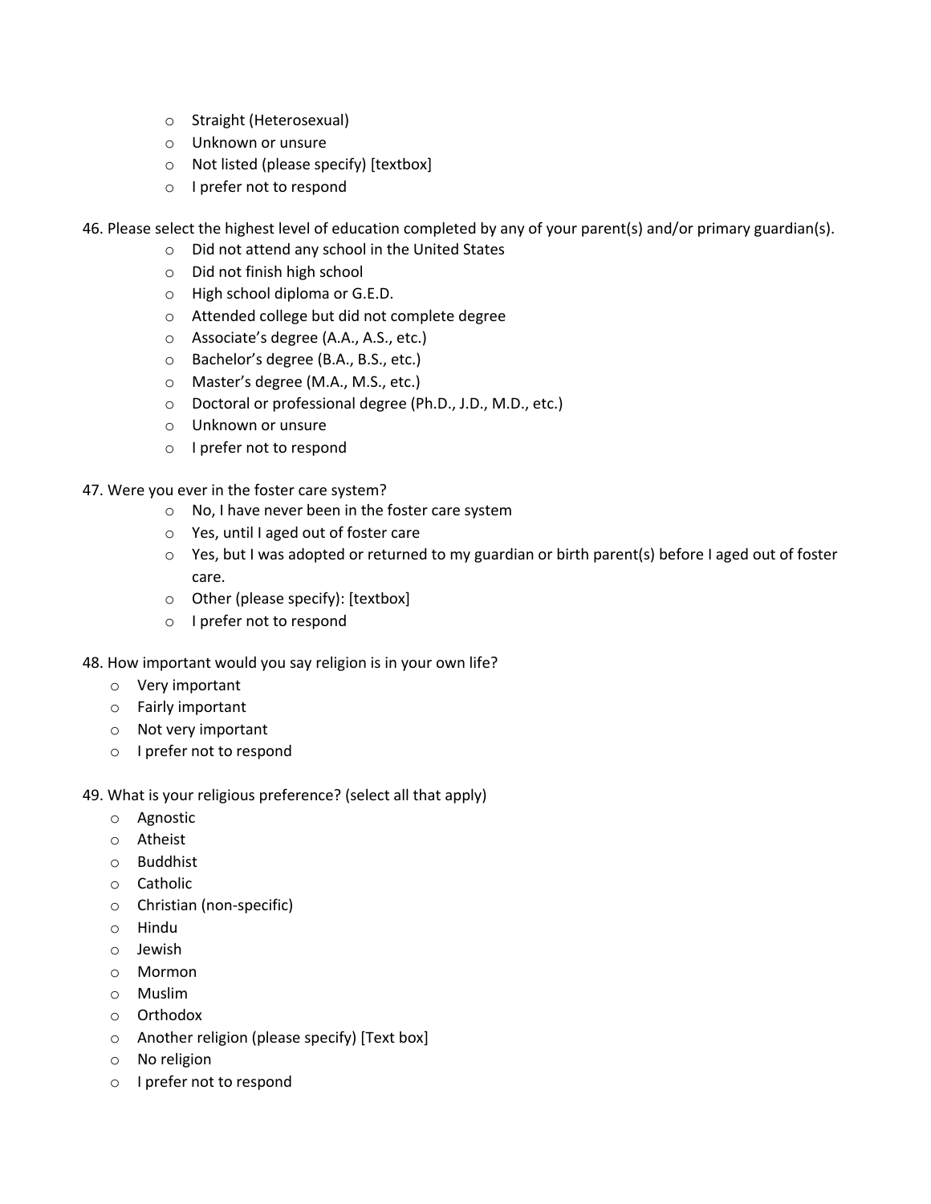- Straight (Heterosexual)
- Unknown or unsure
- Not listed (please specify) [textbox]
- I prefer not to respond

46. Please select the highest level of education completed by any of your parent(s) and/or primary guardian(s).
    - Did not attend any school in the United States
    - Did not finish high school
    - High school diploma or G.E.D.
    - Attended college but did not complete degree
    - Associate's degree (A.A., A.S., etc.)
    - Bachelor's degree (B.A., B.S., etc.)
    - Master's degree (M.A., M.S., etc.)
    - Doctoral or professional degree (Ph.D., J.D., M.D., etc.)
    - Unknown or unsure
    - I prefer not to respond

47. Were you ever in the foster care system?
    - No, I have never been in the foster care system
    - Yes, until I aged out of foster care
    - Yes, but I was adopted or returned to my guardian or birth parent(s) before I aged out of foster care.
    - Other (please specify): [textbox]
    - I prefer not to respond

48. How important would you say religion is in your own life?
    - Very important
    - Fairly important
    - Not very important
    - I prefer not to respond

49. What is your religious preference? (select all that apply)
    - Agnostic
    - Atheist
    - Buddhist
    - Catholic
    - Christian (non-specific)
    - Hindu
    - Jewish
    - Mormon
    - Muslim
    - Orthodox
    - Another religion (please specify) [Text box]
    - No religion
    - I prefer not to respond